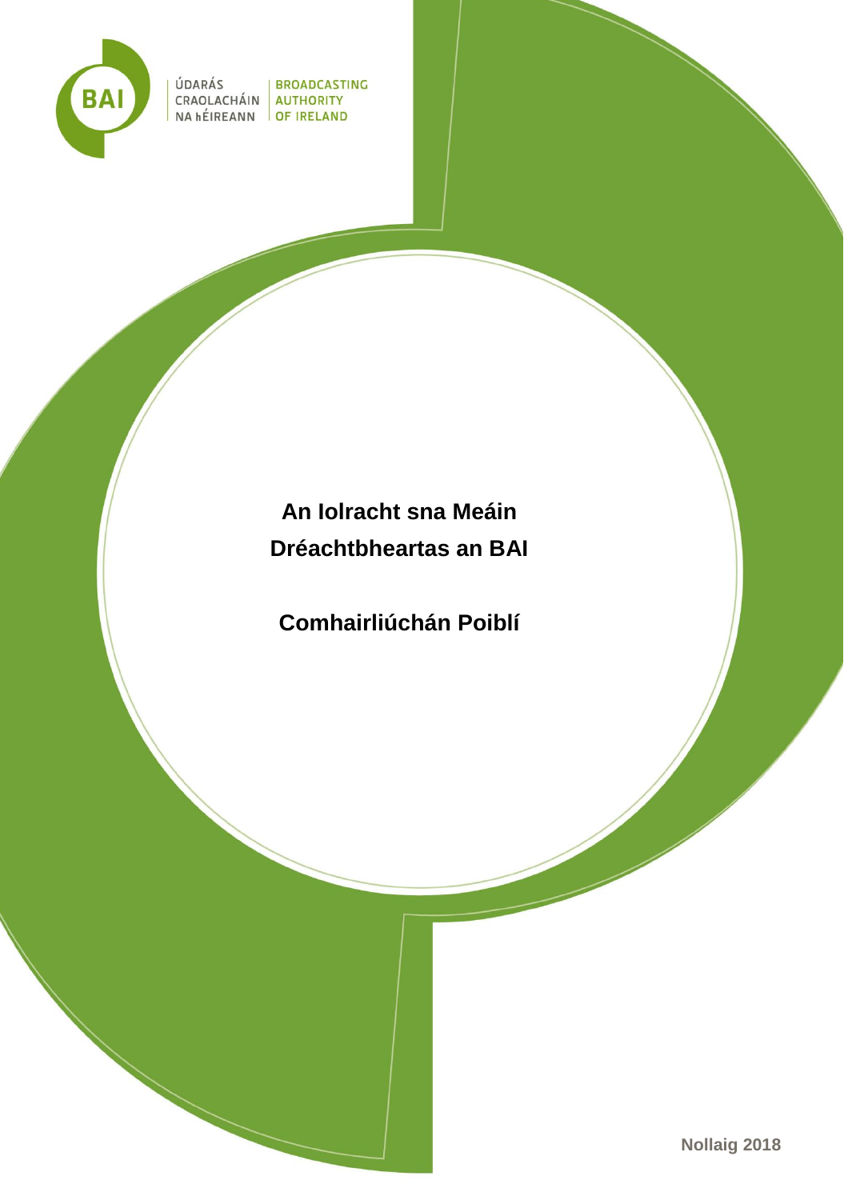ÚDARÁS CRAOLACHÁIN NA hÉIREANN | BROADCASTING AUTHORITY OF IRELAND

# An Iolracht sna Meáin
# Dréachtbheartas an BAI

## Comhairliúchán Poiblí

Nollaig 2018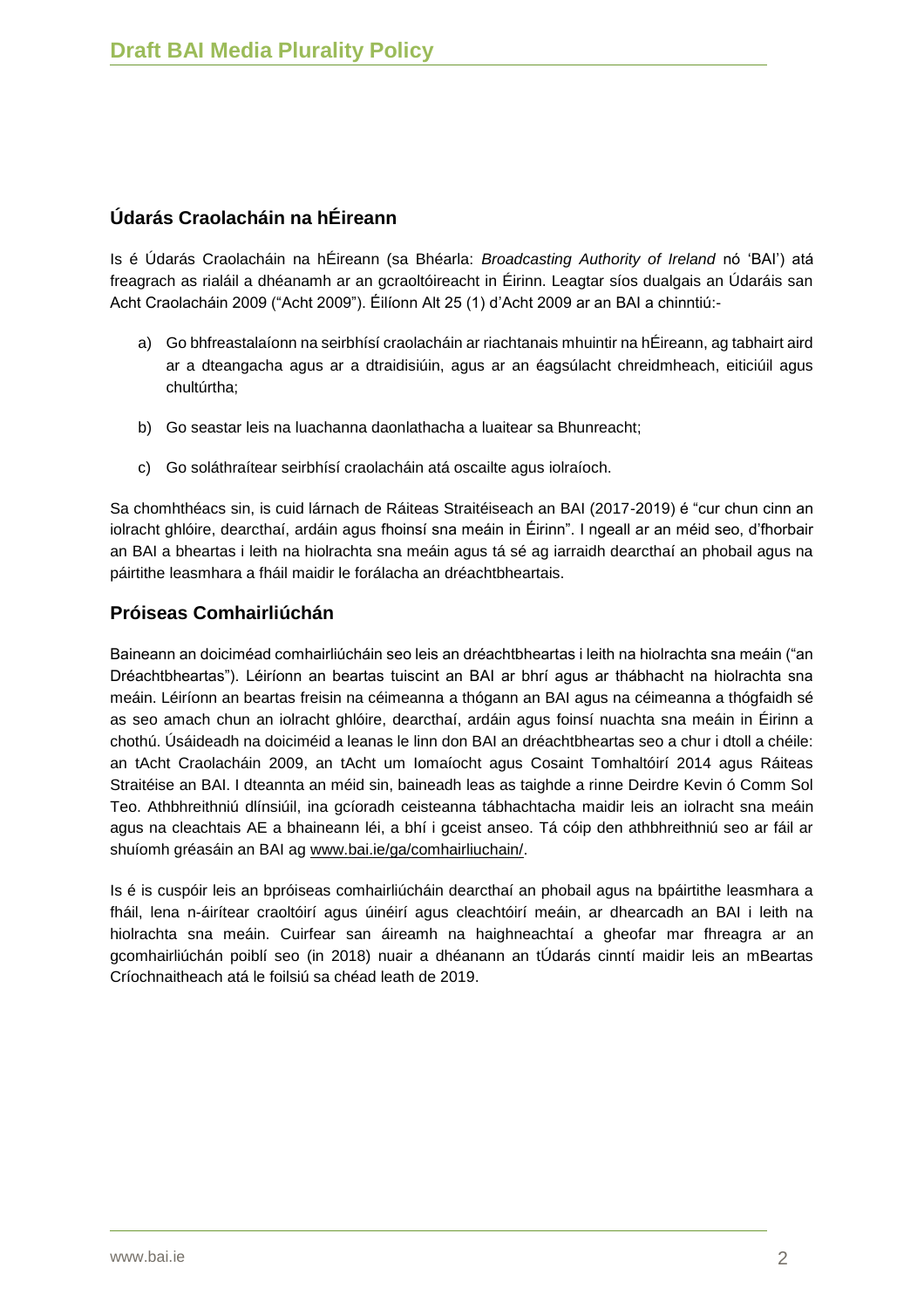## Údarás Craolacháin na hÉireann

Is é Údarás Craolacháin na hÉireann (sa Bhéarla: *Broadcasting Authority of Ireland* nó 'BAI') atá freagrach as rialáil a dhéanamh ar an gcraoltóireacht in Éirinn. Leagtar síos dualgais an Údaráis san Acht Craolacháin 2009 ("Acht 2009"). Éilíonn Alt 25 (1) d'Acht 2009 ar an BAI a chinntiú:-

a) Go bhfreastalaíonn na seirbhísí craolacháin ar riachtanais mhuintir na hÉireann, ag tabhairt aird ar a dteangacha agus ar a dtraidisiúin, agus ar an éagsúlacht chreidmheach, eiticiúil agus chultúrtha;

b) Go seastar leis na luachanna daonlathacha a luaitear sa Bhunreacht;

c) Go soláthraítear seirbhísí craolacháin atá oscailte agus iolraíoch.

Sa chomhthéacs sin, is cuid lárnach de Ráiteas Straitéiseach an BAI (2017-2019) é "cur chun cinn an iolracht ghlóire, dearcthaí, ardáin agus fhoinsí sna meáin in Éirinn". I ngeall ar an méid seo, d'fhorbair an BAI a bheartas i leith na hiolrachta sna meáin agus tá sé ag iarraidh dearcthaí an phobail agus na páirtithe leasmhara a fháil maidir le forálacha an dréachtbheartais.

## Próiseas Comhairliúchán

Baineann an doiciméad comhairliúcháin seo leis an dréachtbheartas i leith na hiolrachta sna meáin ("an Dréachtbheartas"). Léiríonn an beartas tuiscint an BAI ar bhrí agus ar thábhacht na hiolrachta sna meáin. Léiríonn an beartas freisin na céimeanna a thógann an BAI agus na céimeanna a thógfaidh sé as seo amach chun an iolracht ghlóire, dearcthaí, ardáin agus foinsí nuachta sna meáin in Éirinn a chothú. Úsáideadh na doiciméid a leanas le linn don BAI an dréachtbheartas seo a chur i dtoll a chéile: an tAcht Craolacháin 2009, an tAcht um Iomaíocht agus Cosaint Tomhaltóirí 2014 agus Ráiteas Straitéise an BAI. I dteannta an méid sin, baineadh leas as taighde a rinne Deirdre Kevin ó Comm Sol Teo. Athbhreithniú dlínsiúil, ina gcíoradh ceisteanna tábhachtacha maidir leis an iolracht sna meáin agus na cleachtais AE a bhaineann léi, a bhí i gceist anseo. Tá cóip den athbhreithniú seo ar fáil ar shuíomh gréasáin an BAI ag www.bai.ie/ga/comhairliuchain/.

Is é is cuspóir leis an bpróiseas comhairliúcháin dearcthaí an phobail agus na bpáirtithe leasmhara a fháil, lena n-áirítear craoltóirí agus úinéirí agus cleachtóirí meáin, ar dhearcadh an BAI i leith na hiolrachta sna meáin. Cuirfear san áireamh na haighneachtaí a gheofar mar fhreagra ar an gcomhairliúchán poiblí seo (in 2018) nuair a dhéanann an tÚdarás cinntí maidir leis an mBeartas Críochnaitheach atá le foilsiú sa chéad leath de 2019.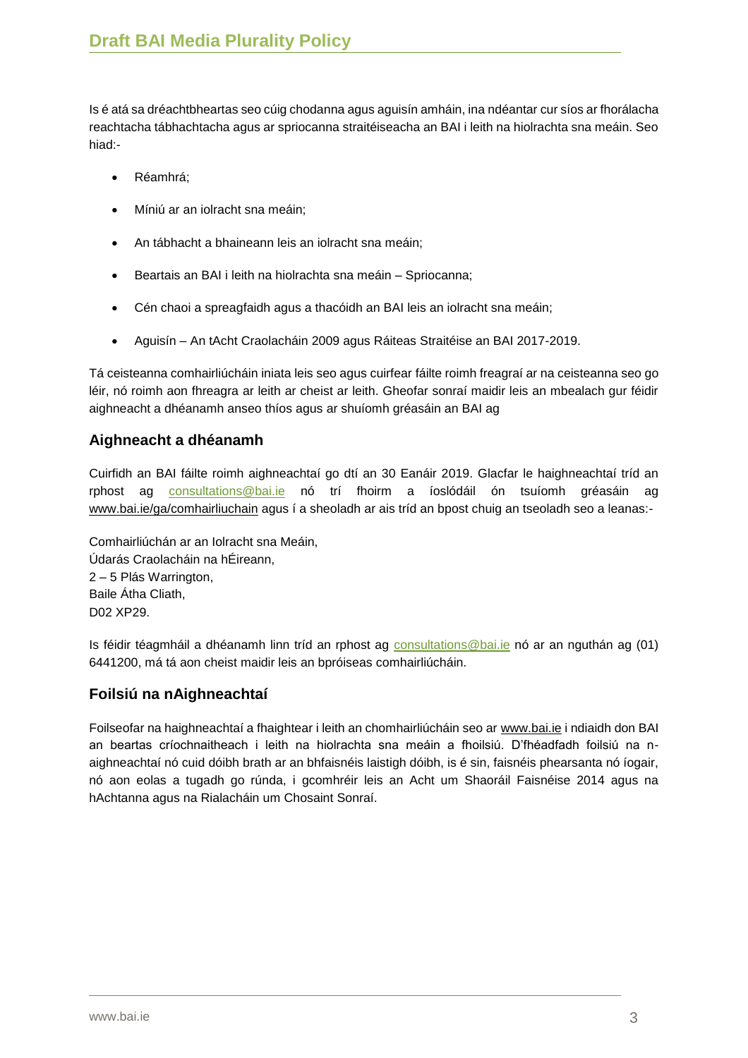Is é atá sa dréachtbheartas seo cúig chodanna agus aguisín amháin, ina ndéantar cur síos ar fhorálacha reachtacha tábhachtacha agus ar spriocanna straitéiseacha an BAI i leith na hiolrachta sna meáin. Seo hiad:-

- Réamhrá;
- Míniú ar an iolracht sna meáin;
- An tábhacht a bhaineann leis an iolracht sna meáin;
- Beartais an BAI i leith na hiolrachta sna meáin – Spriocanna;
- Cén chaoi a spreagfaidh agus a thacóidh an BAI leis an iolracht sna meáin;
- Aguisín – An tAcht Craolacháin 2009 agus Ráiteas Straitéise an BAI 2017-2019.

Tá ceisteanna comhairliúcháin iniata leis seo agus cuirfear fáilte roimh fhreagraí ar na ceisteanna seo go léir, nó roimh aon fhreagra ar leith ar cheist ar leith. Gheofar sonraí maidir leis an mbealach gur féidir aighneacht a dhéanamh anseo thíos agus ar shuíomh gréasáin an BAI ag

## Aighneacht a dhéanamh

Cuirfidh an BAI fáilte roimh aighneachtaí go dtí an 30 Eanáir 2019. Glacfar le haighneachtaí tríd an rphost ag consultations@bai.ie nó trí fhoirm a íoslódáil ón tsuíomh gréasáin ag www.bai.ie/ga/comhairliuchain agus í a sheoladh ar ais tríd an bpost chuig an tseoladh seo a leanas:-

Comhairliúchán ar an Iolracht sna Meáin,
Údarás Craolacháin na hÉireann,
2 – 5 Plás Warrington,
Baile Átha Cliath,
D02 XP29.

Is féidir téagmháil a dhéanamh linn tríd an rphost ag consultations@bai.ie nó ar an nguthán ag (01) 6441200, má tá aon cheist maidir leis an bpróiseas comhairliúcháin.

## Foilsiú na nAighneachtaí

Foilseofar na haighneachtaí a fhaightear i leith an chomhairliúcháin seo ar www.bai.ie i ndiaidh don BAI an beartas críochnaitheach i leith na hiolrachta sna meáin a fhoilsiú. D'fhéadfadh foilsiú na n-aighneachtaí nó cuid dóibh brath ar an bhfaisnéis laistigh dóibh, is é sin, faisnéis phearsanta nó íogair, nó aon eolas a tugadh go rúnda, i gcomhréir leis an Acht um Shaoráil Faisnéise 2014 agus na hAchtanna agus na Rialacháin um Chosaint Sonraí.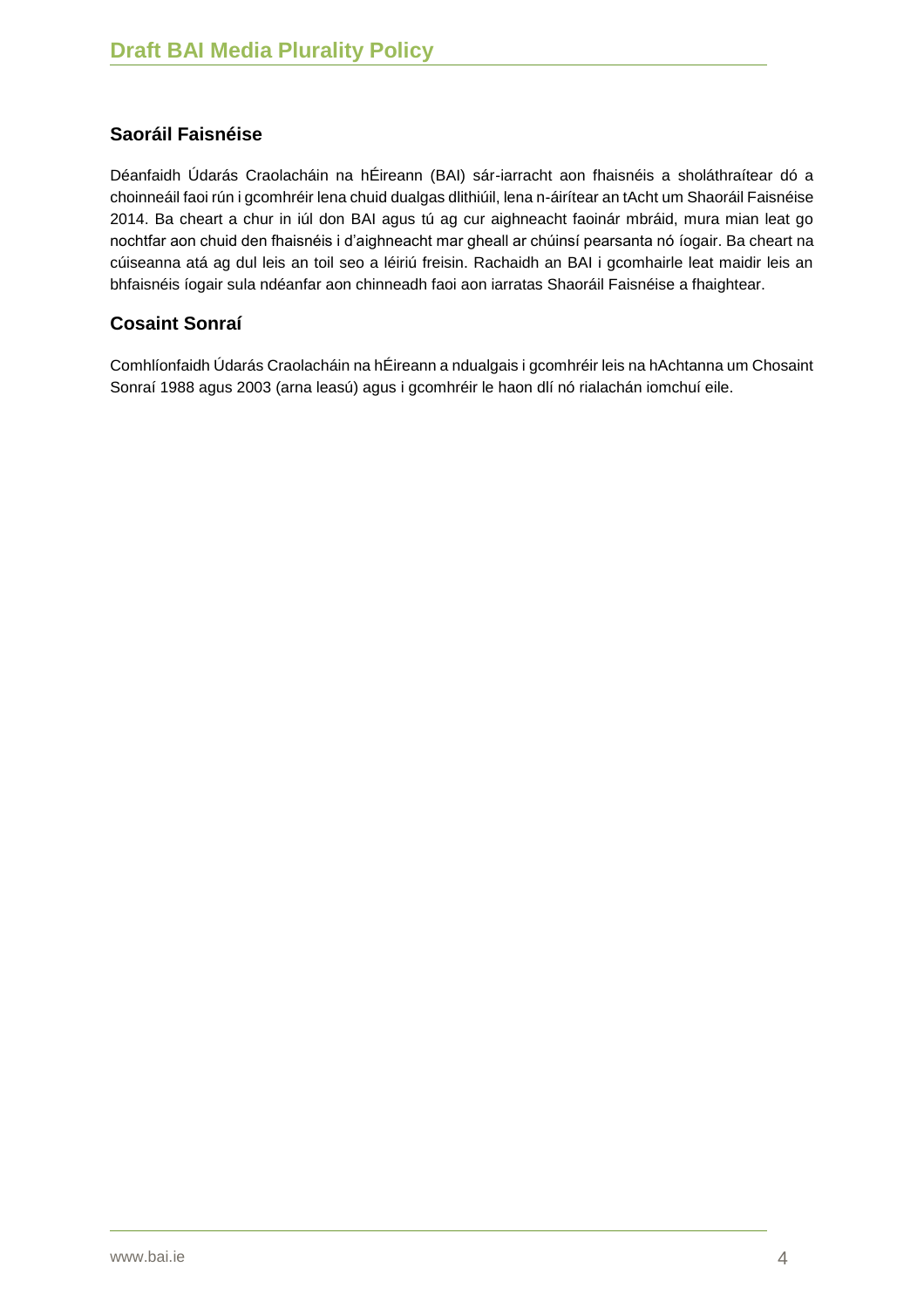## Saoráil Faisnéise

Déanfaidh Údarás Craolacháin na hÉireann (BAI) sár-iarracht aon fhaisnéis a sholáthraítear dó a choinneáil faoi rún i gcomhréir lena chuid dualgas dlithiúil, lena n-áirítear an tAcht um Shaoráil Faisnéise 2014. Ba cheart a chur in iúl don BAI agus tú ag cur aighneacht faoinár mbráid, mura mian leat go nochtfar aon chuid den fhaisnéis i d'aighneacht mar gheall ar chúinsí pearsanta nó íogair. Ba cheart na cúiseanna atá ag dul leis an toil seo a léiriú freisin. Rachaidh an BAI i gcomhairle leat maidir leis an bhfaisnéis íogair sula ndéanfar aon chinneadh faoi aon iarratas Shaoráil Faisnéise a fhaightear.

## Cosaint Sonraí

Comhlíonfaidh Údarás Craolacháin na hÉireann a ndualgais i gcomhréir leis na hAchtanna um Chosaint Sonraí 1988 agus 2003 (arna leasú) agus i gcomhréir le haon dlí nó rialachán iomchuí eile.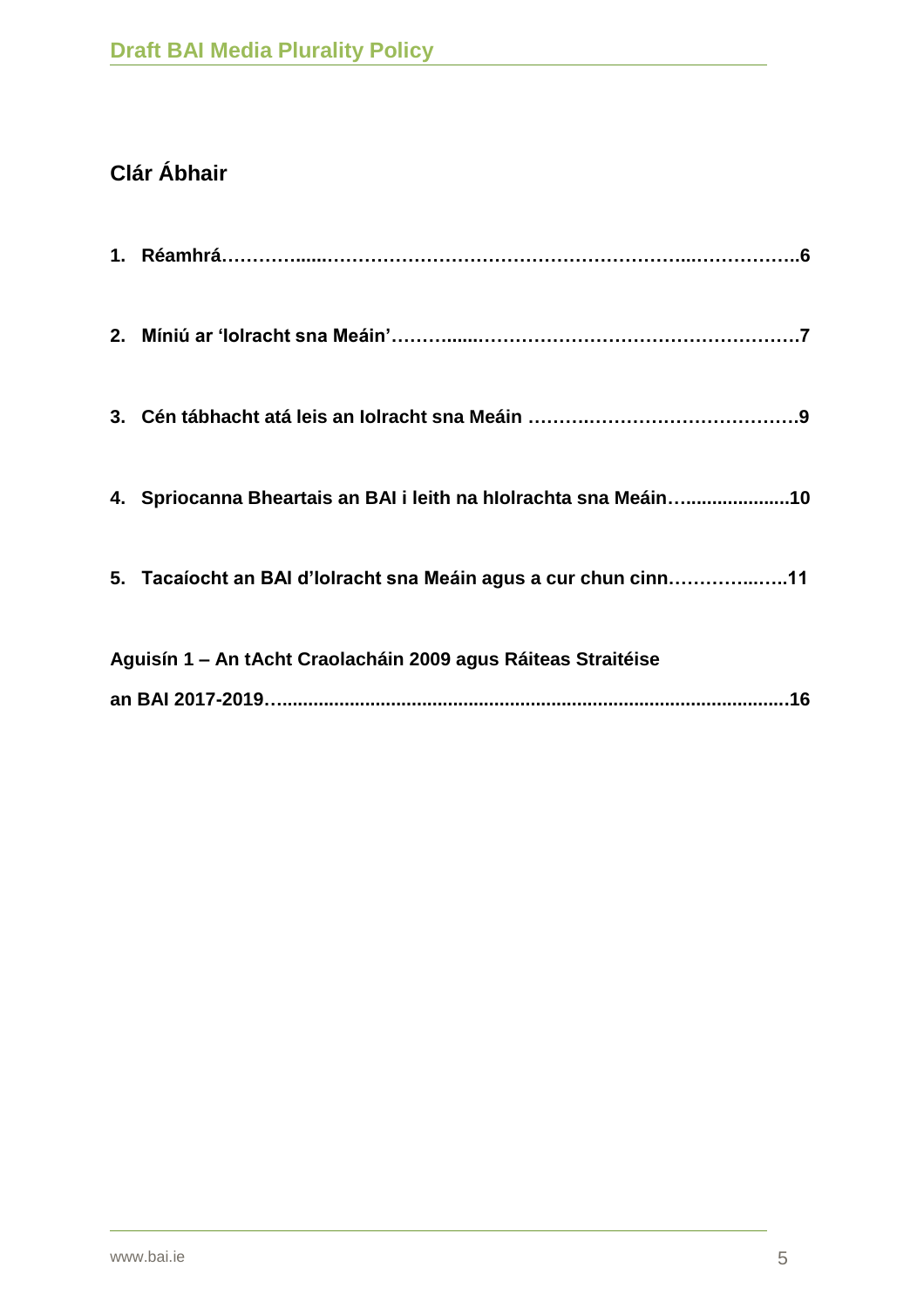## Clár Ábhair

**1. Réamhrá……………......……………………………………………………...……………..6**

**2. Míniú ar 'Iolracht sna Meáin'……….......…………………………………………….7**

**3. Cén tábhacht atá leis an Iolracht sna Meáin ……….……………………………….9**

**4. Spriocanna Bheartais an BAI i leith na hIolrachta sna Meáin….....................10**

**5. Tacaíocht an BAI d'Iolracht sna Meáin agus a cur chun cinn…………...…..11**

**Aguisín 1 – An tAcht Craolacháin 2009 agus Ráiteas Straitéise an BAI 2017-2019…..................................................................................................16**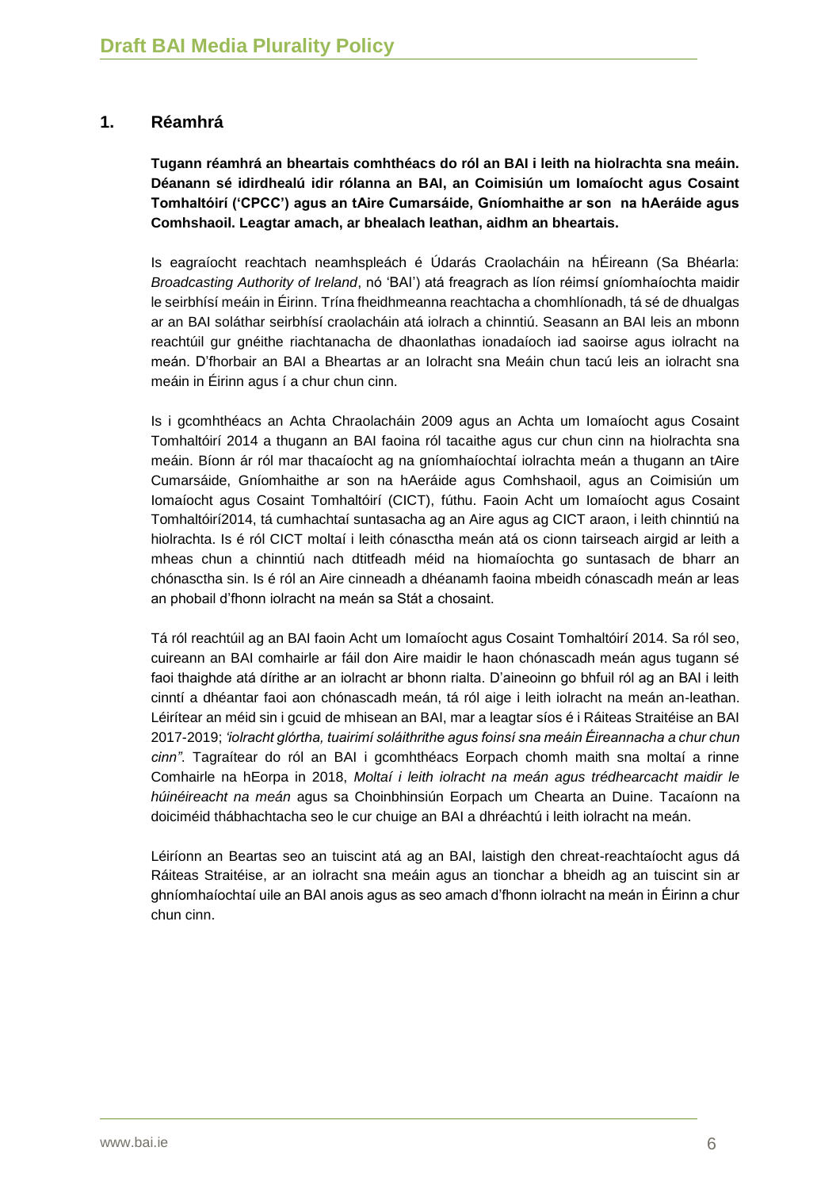## 1. Réamhrá

**Tugann réamhrá an bheartais comhthéacs do ról an BAI i leith na hiolrachta sna meáin. Déanann sé idirdhealú idir rólanna an BAI, an Coimisiún um Iomaíocht agus Cosaint Tomhaltóirí ('CPCC') agus an tAire Cumarsáide, Gníomhaithe ar son na hAeráide agus Comhshaoil. Leagtar amach, ar bhealach leathan, aidhm an bheartais.**

Is eagraíocht reachtach neamhspleách é Údarás Craolacháin na hÉireann (Sa Bhéarla: *Broadcasting Authority of Ireland*, nó 'BAI') atá freagrach as líon réimsí gníomhaíochta maidir le seirbhísí meáin in Éirinn. Trína fheidhmeanna reachtacha a chomhlíonadh, tá sé de dhualgas ar an BAI soláthar seirbhísí craolacháin atá iolrach a chinntiú. Seasann an BAI leis an mbonn reachtúil gur gnéithe riachtanacha de dhaonlathas ionadaíoch iad saoirse agus iolracht na meán. D'fhorbair an BAI a Bheartas ar an Iolracht sna Meáin chun tacú leis an iolracht sna meáin in Éirinn agus í a chur chun cinn.

Is i gcomhthéacs an Achta Chraolacháin 2009 agus an Achta um Iomaíocht agus Cosaint Tomhaltóirí 2014 a thugann an BAI faoina ról tacaithe agus cur chun cinn na hiolrachta sna meáin. Bíonn ár ról mar thacaíocht ag na gníomhaíochtaí iolrachta meán a thugann an tAire Cumarsáide, Gníomhaithe ar son na hAeráide agus Comhshaoil, agus an Coimisiún um Iomaíocht agus Cosaint Tomhaltóirí (CICT), fúthu. Faoin Acht um Iomaíocht agus Cosaint Tomhaltóirí2014, tá cumhachtaí suntasacha ag an Aire agus ag CICT araon, i leith chinntiú na hiolrachta. Is é ról CICT moltaí i leith cónasctha meán atá os cionn tairseach airgid ar leith a mheas chun a chinntiú nach dtitfeadh méid na hiomaíochta go suntasach de bharr an chónasctha sin. Is é ról an Aire cinneadh a dhéanamh faoina mbeidh cónascadh meán ar leas an phobail d'fhonn iolracht na meán sa Stát a chosaint.

Tá ról reachtúil ag an BAI faoin Acht um Iomaíocht agus Cosaint Tomhaltóirí 2014. Sa ról seo, cuireann an BAI comhairle ar fáil don Aire maidir le haon chónascadh meán agus tugann sé faoi thaighde atá dírithe ar an iolracht ar bhonn rialta. D'aineoinn go bhfuil ról ag an BAI i leith cinntí a dhéantar faoi aon chónascadh meán, tá ról aige i leith iolracht na meán an-leathan. Léirítear an méid sin i gcuid de mhisean an BAI, mar a leagtar síos é i Ráiteas Straitéise an BAI 2017-2019; *'iolracht glórtha, tuairimí soláithrithe agus foinsí sna meáin Éireannacha a chur chun cinn"*. Tagraítear do ról an BAI i gcomhthéacs Eorpach chomh maith sna moltaí a rinne Comhairle na hEorpa in 2018, *Moltaí i leith iolracht na meán agus trédhearcacht maidir le húinéireacht na meán* agus sa Choinbhinsiún Eorpach um Chearta an Duine. Tacaíonn na doiciméid thábhachtacha seo le cur chuige an BAI a dhréachtú i leith iolracht na meán.

Léiríonn an Beartas seo an tuiscint atá ag an BAI, laistigh den chreat-reachtaíocht agus dá Ráiteas Straitéise, ar an iolracht sna meáin agus an tionchar a bheidh ag an tuiscint sin ar ghníomhaíochtaí uile an BAI anois agus as seo amach d'fhonn iolracht na meán in Éirinn a chur chun cinn.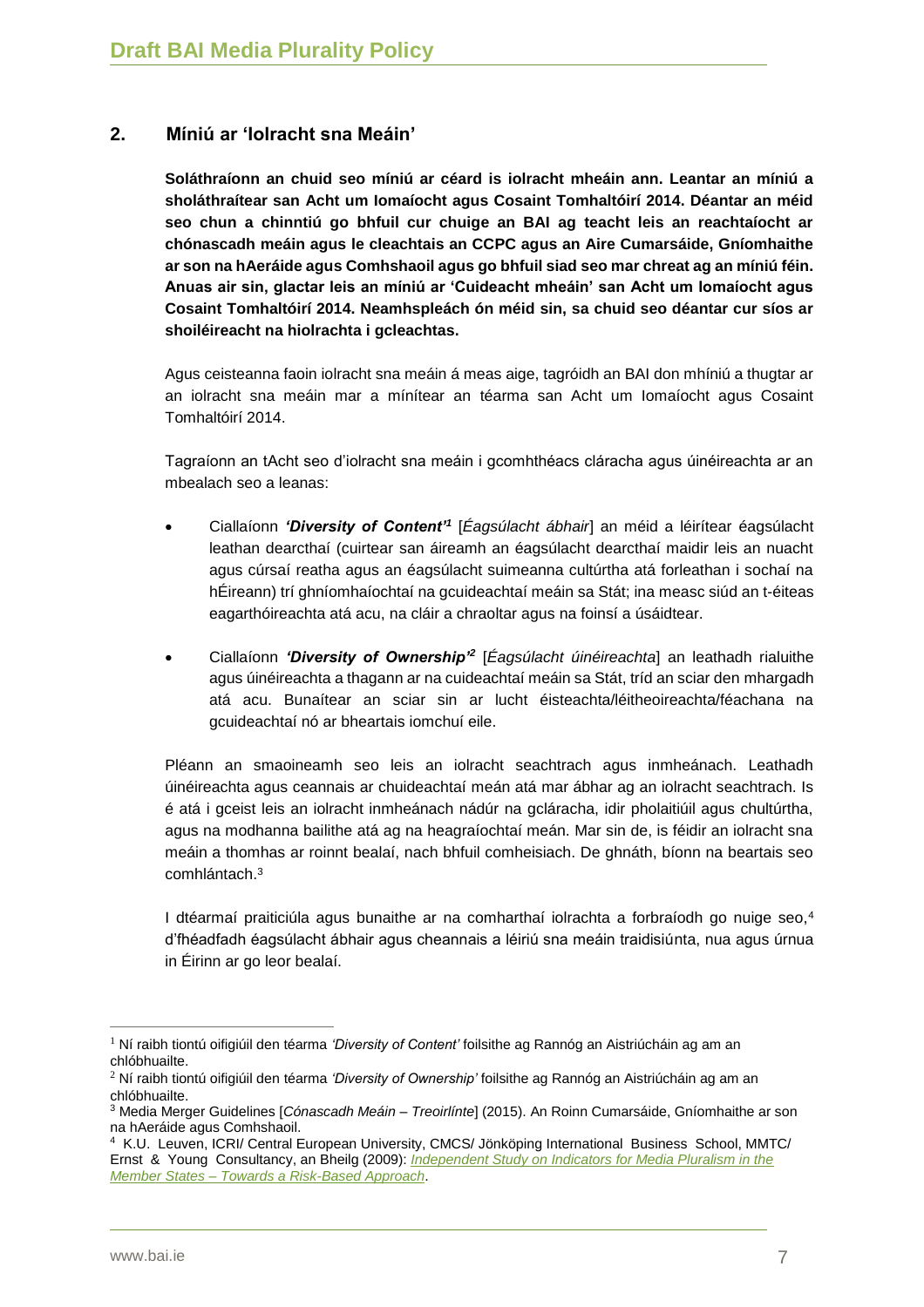## 2. Míniú ar 'Iolracht sna Meáin'

**Soláthraíonn an chuid seo míniú ar céard is iolracht mheáin ann. Leantar an míniú a sholáthraítear san Acht um Iomaíocht agus Cosaint Tomhaltóirí 2014. Déantar an méid seo chun a chinntiú go bhfuil cur chuige an BAI ag teacht leis an reachtaíocht ar chónascadh meáin agus le cleachtais an CCPC agus an Aire Cumarsáide, Gníomhaithe ar son na hAeráide agus Comhshaoil agus go bhfuil siad seo mar chreat ag an míniú féin. Anuas air sin, glactar leis an míniú ar 'Cuideacht mheáin' san Acht um Iomaíocht agus Cosaint Tomhaltóirí 2014. Neamhspleách ón méid sin, sa chuid seo déantar cur síos ar shoiléireacht na hiolrachta i gcleachtas.**

Agus ceisteanna faoin iolracht sna meáin á meas aige, tagróidh an BAI don mhíniú a thugtar ar an iolracht sna meáin mar a mínítear an téarma san Acht um Iomaíocht agus Cosaint Tomhaltóirí 2014.

Tagraíonn an tAcht seo d'iolracht sna meáin i gcomhthéacs cláracha agus úinéireachta ar an mbealach seo a leanas:

- Ciallaíonn ***'Diversity of Content'***[1] [*Éagsúlacht ábhair*] an méid a léirítear éagsúlacht leathan dearcthaí (cuirtear san áireamh an éagsúlacht dearcthaí maidir leis an nuacht agus cúrsaí reatha agus an éagsúlacht suimeanna cultúrtha atá forleathan i sochaí na hÉireann) trí ghníomhaíochtaí na gcuideachtaí meáin sa Stát; ina measc siúd an t-éiteas eagarthóireachta atá acu, na cláir a chraoltar agus na foinsí a úsáidtear.
- Ciallaíonn ***'Diversity of Ownership'***[2] [*Éagsúlacht úinéireachta*] an leathadh rialuithe agus úinéireachta a thagann ar na cuideachtaí meáin sa Stát, tríd an sciar den mhargadh atá acu. Bunaítear an sciar sin ar lucht éisteachta/léitheoireachta/féachana na gcuideachtaí nó ar bheartais iomchuí eile.

Pléann an smaoineamh seo leis an iolracht seachtrach agus inmheánach. Leathadh úinéireachta agus ceannais ar chuideachtaí meán atá mar ábhar ag an iolracht seachtrach. Is é atá i gceist leis an iolracht inmheánach nádúr na gcláracha, idir pholaitiúil agus chultúrtha, agus na modhanna bailithe atá ag na heagraíochtaí meán. Mar sin de, is féidir an iolracht sna meáin a thomhas ar roinnt bealaí, nach bhfuil comheisiach. De ghnáth, bíonn na beartais seo comhlántach.[3]

I dtéarmaí praiticiúla agus bunaithe ar na comharthaí iolrachta a forbraíodh go nuige seo,[4] d'fhéadfadh éagsúlacht ábhair agus cheannais a léiriú sna meáin traidisiúnta, nua agus úrnua in Éirinn ar go leor bealaí.

---

[1] Ní raibh tiontú oifigiúil den téarma *'Diversity of Content'* foilsithe ag Rannóg an Aistriúcháin ag am an chlóbhuailte.

[2] Ní raibh tiontú oifigiúil den téarma *'Diversity of Ownership'* foilsithe ag Rannóg an Aistriúcháin ag am an chlóbhuailte.

[3] Media Merger Guidelines [*Cónascadh Meáin – Treoirlínte*] (2015). An Roinn Cumarsáide, Gníomhaithe ar son na hAeráide agus Comhshaoil.

[4] K.U. Leuven, ICRI/ Central European University, CMCS/ Jönköping International Business School, MMTC/ Ernst & Young Consultancy, an Bheilg (2009): *Independent Study on Indicators for Media Pluralism in the Member States – Towards a Risk-Based Approach*.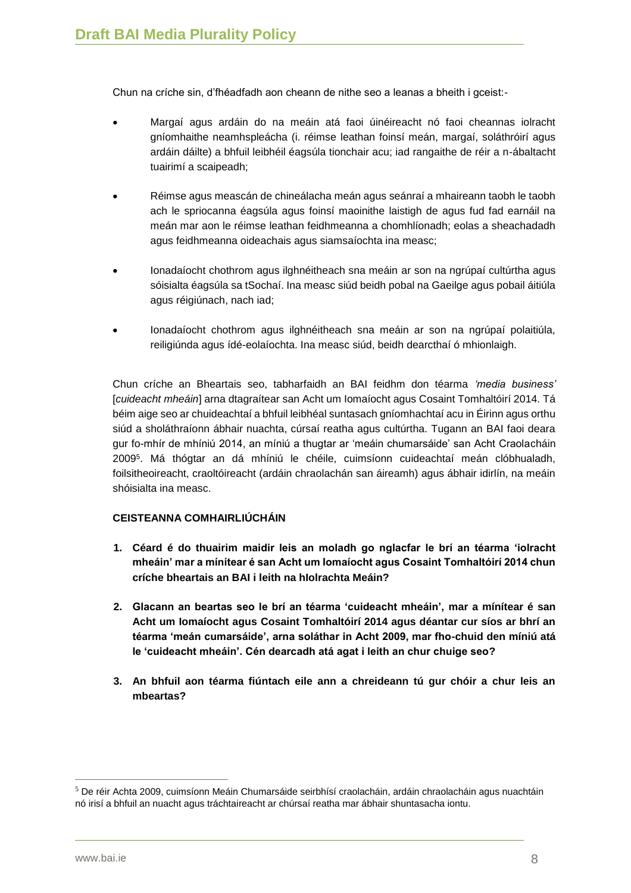Chun na críche sin, d'fhéadfadh aon cheann de nithe seo a leanas a bheith i gceist:-

- Margaí agus ardáin do na meáin atá faoi úinéireacht nó faoi cheannas iolracht gníomhaithe neamhspleácha (i. réimse leathan foinsí meán, margaí, soláthróirí agus ardáin dáilte) a bhfuil leibhéil éagsúla tionchair acu; iad rangaithe de réir a n-ábaltacht tuairimí a scaipeadh;

- Réimse agus meascán de chineálacha meán agus seánraí a mhaireann taobh le taobh ach le spriocanna éagsúla agus foinsí maoinithe laistigh de agus fud fad earnáil na meán mar aon le réimse leathan feidhmeanna a chomhlíonadh; eolas a sheachadadh agus feidhmeanna oideachais agus siamsaíochta ina measc;

- Ionadaíocht chothrom agus ilghnéitheach sna meáin ar son na ngrúpaí cultúrtha agus sóisialta éagsúla sa tSochaí. Ina measc siúd beidh pobal na Gaeilge agus pobail áitiúla agus réigiúnach, nach iad;

- Ionadaíocht chothrom agus ilghnéitheach sna meáin ar son na ngrúpaí polaitiúla, reiligiúnda agus ídé-eolaíochta. Ina measc siúd, beidh dearcthaí ó mhionlaigh.

Chun críche an Bheartais seo, tabharfaidh an BAI feidhm don téarma *'media business'* [*cuideacht mheáin*] arna dtagraítear san Acht um Iomaíocht agus Cosaint Tomhaltóirí 2014. Tá béim aige seo ar chuideachtaí a bhfuil leibhéal suntasach gníomhachtaí acu in Éirinn agus orthu siúd a sholáthraíonn ábhair nuachta, cúrsaí reatha agus cultúrtha. Tugann an BAI faoi deara gur fo-mhír de mhíniú 2014, an míniú a thugtar ar 'meáin chumarsáide' san Acht Craolacháin 2009[5]. Má thógtar an dá mhíniú le chéile, cuimsíonn cuideachtaí meán clóbhualadh, foilsitheoireacht, craoltóireacht (ardáin chraolachán san áireamh) agus ábhair idirlín, na meáin shóisialta ina measc.

**CEISTEANNA COMHAIRLIÚCHÁIN**

1. **Céard é do thuairim maidir leis an moladh go nglacfar le brí an téarma 'iolracht mheáin' mar a mínítear é san Acht um Iomaíocht agus Cosaint Tomhaltóirí 2014 chun críche bheartais an BAI i leith na hIolrachta Meáin?**

2. **Glacann an beartas seo le brí an téarma 'cuideacht mheáin', mar a mínítear é san Acht um Iomaíocht agus Cosaint Tomhaltóirí 2014 agus déantar cur síos ar bhrí an téarma 'meán cumarsáide', arna soláthar in Acht 2009, mar fho-chuid den míniú atá le 'cuideacht mheáin'. Cén dearcadh atá agat i leith an chur chuige seo?**

3. **An bhfuil aon téarma fiúntach eile ann a chreideann tú gur chóir a chur leis an mbeartas?**

---

[5] De réir Achta 2009, cuimsíonn Meáin Chumarsáide seirbhísí craolacháin, ardáin chraolacháin agus nuachtáin nó irisí a bhfuil an nuacht agus tráchtaireacht ar chúrsaí reatha mar ábhair shuntasacha iontu.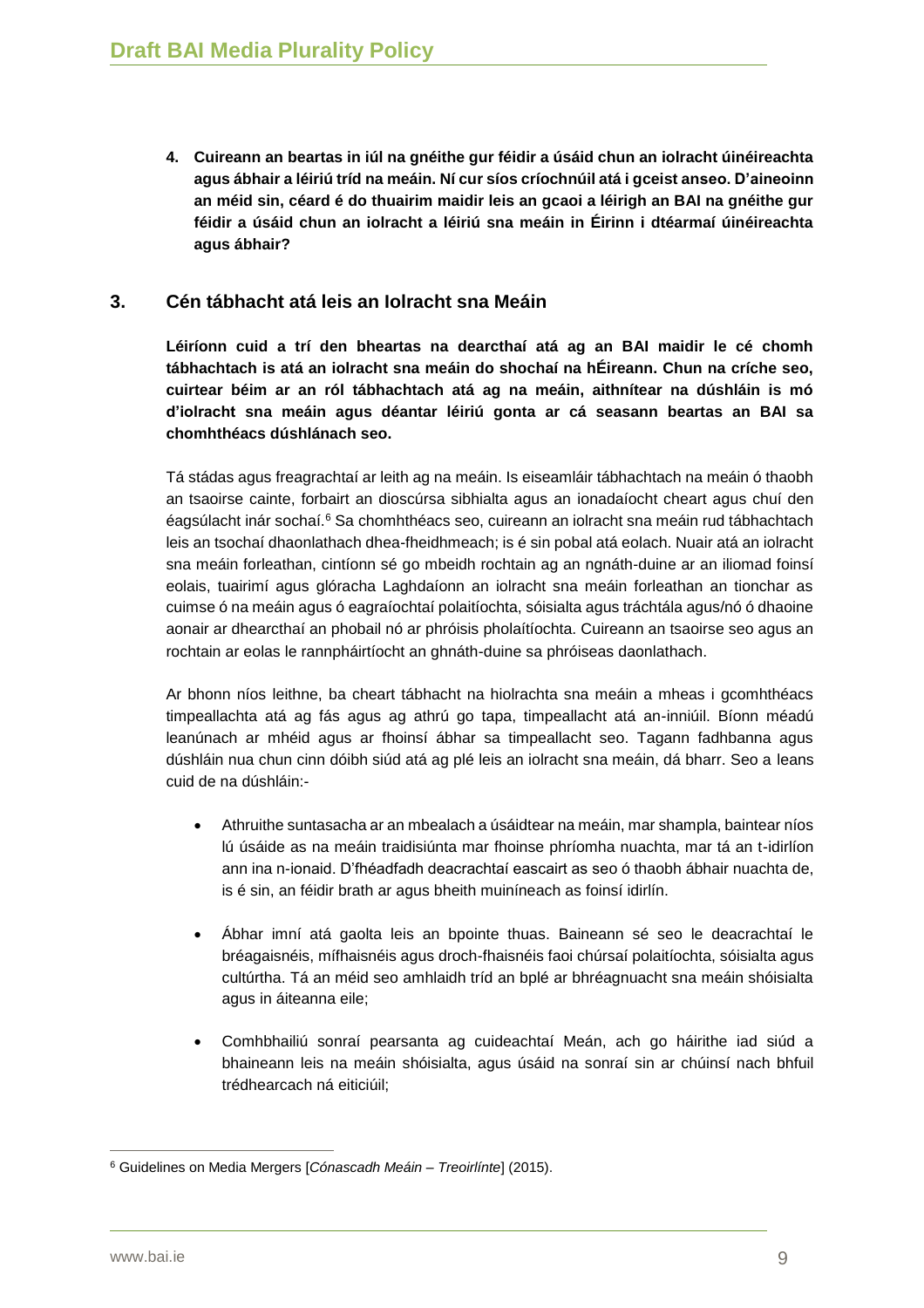4. **Cuireann an beartas in iúl na gnéithe gur féidir a úsáid chun an iolracht úinéireachta agus ábhair a léiriú tríd na meáin. Ní cur síos críochnúil atá i gceist anseo. D'aineoinn an méid sin, céard é do thuairim maidir leis an gcaoi a léirigh an BAI na gnéithe gur féidir a úsáid chun an iolracht a léiriú sna meáin in Éirinn i dtéarmaí úinéireachta agus ábhair?**

## 3. Cén tábhacht atá leis an Iolracht sna Meáin

**Léiríonn cuid a trí den bheartas na dearcthaí atá ag an BAI maidir le cé chomh tábhachtach is atá an iolracht sna meáin do shochaí na hÉireann. Chun na críche seo, cuirtear béim ar an ról tábhachtach atá ag na meáin, aithnítear na dúshláin is mó d'iolracht sna meáin agus déantar léiriú gonta ar cá seasann beartas an BAI sa chomhthéacs dúshlánach seo.**

Tá stádas agus freagrachtaí ar leith ag na meáin. Is eiseamláir tábhachtach na meáin ó thaobh an tsaoirse cainte, forbairt an dioscúrsa sibhialta agus an ionadaíocht cheart agus chuí den éagsúlacht inár sochaí.[6] Sa chomhthéacs seo, cuireann an iolracht sna meáin rud tábhachtach leis an tsochaí dhaonlathach dhea-fheidhmeach; is é sin pobal atá eolach. Nuair atá an iolracht sna meáin forleathan, cintíonn sé go mbeidh rochtain ag an ngnáth-duine ar an iliomad foinsí eolais, tuairimí agus glóracha Laghdaíonn an iolracht sna meáin forleathan an tionchar as cuimse ó na meáin agus ó eagraíochtaí polaitíochta, sóisialta agus tráchtála agus/nó ó dhaoine aonair ar dhearcthaí an phobail nó ar phróisis pholaítíochta. Cuireann an tsaoirse seo agus an rochtain ar eolas le rannpháirtíocht an ghnáth-duine sa phróiseas daonlathach.

Ar bhonn níos leithne, ba cheart tábhacht na hiolrachta sna meáin a mheas i gcomhthéacs timpeallachta atá ag fás agus ag athrú go tapa, timpeallacht atá an-inniúil. Bíonn méadú leanúnach ar mhéid agus ar fhoinsí ábhar sa timpeallacht seo. Tagann fadhbanna agus dúshláin nua chun cinn dóibh siúd atá ag plé leis an iolracht sna meáin, dá bharr. Seo a leans cuid de na dúshláin:-

- Athruithe suntasacha ar an mbealach a úsáidtear na meáin, mar shampla, baintear níos lú úsáide as na meáin traidisiúnta mar fhoinse phríomha nuachta, mar tá an t-idirlíon ann ina n-ionaid. D'fhéadfadh deacrachtaí eascairt as seo ó thaobh ábhair nuachta de, is é sin, an féidir brath ar agus bheith muiníneach as foinsí idirlín.
- Ábhar imní atá gaolta leis an bpointe thuas. Baineann sé seo le deacrachtaí le bréagaisnéis, mífhaisnéis agus droch-fhaisnéis faoi chúrsaí polaitíochta, sóisialta agus cultúrtha. Tá an méid seo amhlaidh tríd an bplé ar bhréagnuacht sna meáin shóisialta agus in áiteanna eile;
- Comhbhailiú sonraí pearsanta ag cuideachtaí Meán, ach go háirithe iad siúd a bhaineann leis na meáin shóisialta, agus úsáid na sonraí sin ar chúinsí nach bhfuil trédhearcach ná eiticiúil;

[6] Guidelines on Media Mergers [*Cónascadh Meáin – Treoirlínte*] (2015).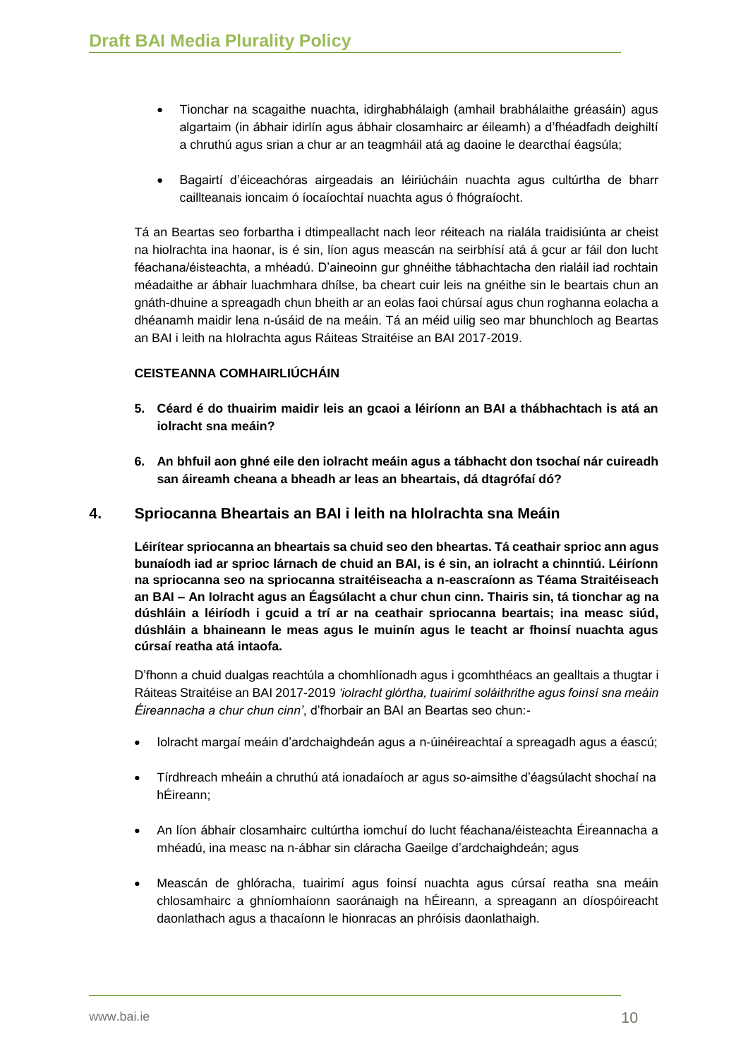- Tionchar na scagaithe nuachta, idirghabhálaigh (amhail brabhálaithe gréasáin) agus algartaim (in ábhair idirlín agus ábhair closamhairc ar éileamh) a d'fhéadfadh deighiltí a chruthú agus srian a chur ar an teagmháil atá ag daoine le dearcthaí éagsúla;

- Bagairtí d'éiceachóras airgeadais an léiriúcháin nuachta agus cultúrtha de bharr caillteanais ioncaim ó íocaíochtaí nuachta agus ó fhógraíocht.

Tá an Beartas seo forbartha i dtimpeallacht nach leor réiteach na rialála traidisiúnta ar cheist na hiolrachta ina haonar, is é sin, líon agus meascán na seirbhísí atá á gcur ar fáil don lucht féachana/éisteachta, a mhéadú. D'aineoinn gur ghnéithe tábhachtacha den rialáil iad rochtain méadaithe ar ábhair luachmhara dhílse, ba cheart cuir leis na gnéithe sin le beartais chun an gnáth-dhuine a spreagadh chun bheith ar an eolas faoi chúrsaí agus chun roghanna eolacha a dhéanamh maidir lena n-úsáid de na meáin. Tá an méid uilig seo mar bhunchloch ag Beartas an BAI i leith na hIolrachta agus Ráiteas Straitéise an BAI 2017-2019.

**CEISTEANNA COMHAIRLIÚCHÁIN**

5. **Céard é do thuairim maidir leis an gcaoi a léiríonn an BAI a thábhachtach is atá an iolracht sna meáin?**

6. **An bhfuil aon ghné eile den iolracht meáin agus a tábhacht don tsochaí nár cuireadh san áireamh cheana a bheadh ar leas an bheartais, dá dtagrófaí dó?**

## 4. Spriocanna Bheartais an BAI i leith na hIolrachta sna Meáin

**Léirítear spriocanna an bheartais sa chuid seo den bheartas. Tá ceathair sprioc ann agus bunaíodh iad ar sprioc lárnach de chuid an BAI, is é sin, an iolracht a chinntiú. Léiríonn na spriocanna seo na spriocanna straitéiseacha a n-eascraíonn as Téama Straitéiseach an BAI – An Iolracht agus an Éagsúlacht a chur chun cinn. Thairis sin, tá tionchar ag na dúshláin a léiríodh i gcuid a trí ar na ceathair spriocanna beartais; ina measc siúd, dúshláin a bhaineann le meas agus le muinín agus le teacht ar fhoinsí nuachta agus cúrsaí reatha atá intaofa.**

D'fhonn a chuid dualgas reachtúla a chomhlíonadh agus i gcomhthéacs an gealltais a thugtar i Ráiteas Straitéise an BAI 2017-2019 *'iolracht glórtha, tuairimí soláithrithe agus foinsí sna meáin Éireannacha a chur chun cinn'*, d'fhorbair an BAI an Beartas seo chun:-

- Iolracht margaí meáin d'ardchaighdeán agus a n-úinéireachtaí a spreagadh agus a éascú;

- Tírdhreach mheáin a chruthú atá ionadaíoch ar agus so-aimsithe d'éagsúlacht shochaí na hÉireann;

- An líon ábhair closamhairc cultúrtha iomchuí do lucht féachana/éisteachta Éireannacha a mhéadú, ina measc na n-ábhar sin cláracha Gaeilge d'ardchaighdeán; agus

- Meascán de ghlóracha, tuairimí agus foinsí nuachta agus cúrsaí reatha sna meáin chlosamhairc a ghníomhaíonn saoránaigh na hÉireann, a spreagann an díospóireacht daonlathach agus a thacaíonn le hionracas an phróisis daonlathaigh.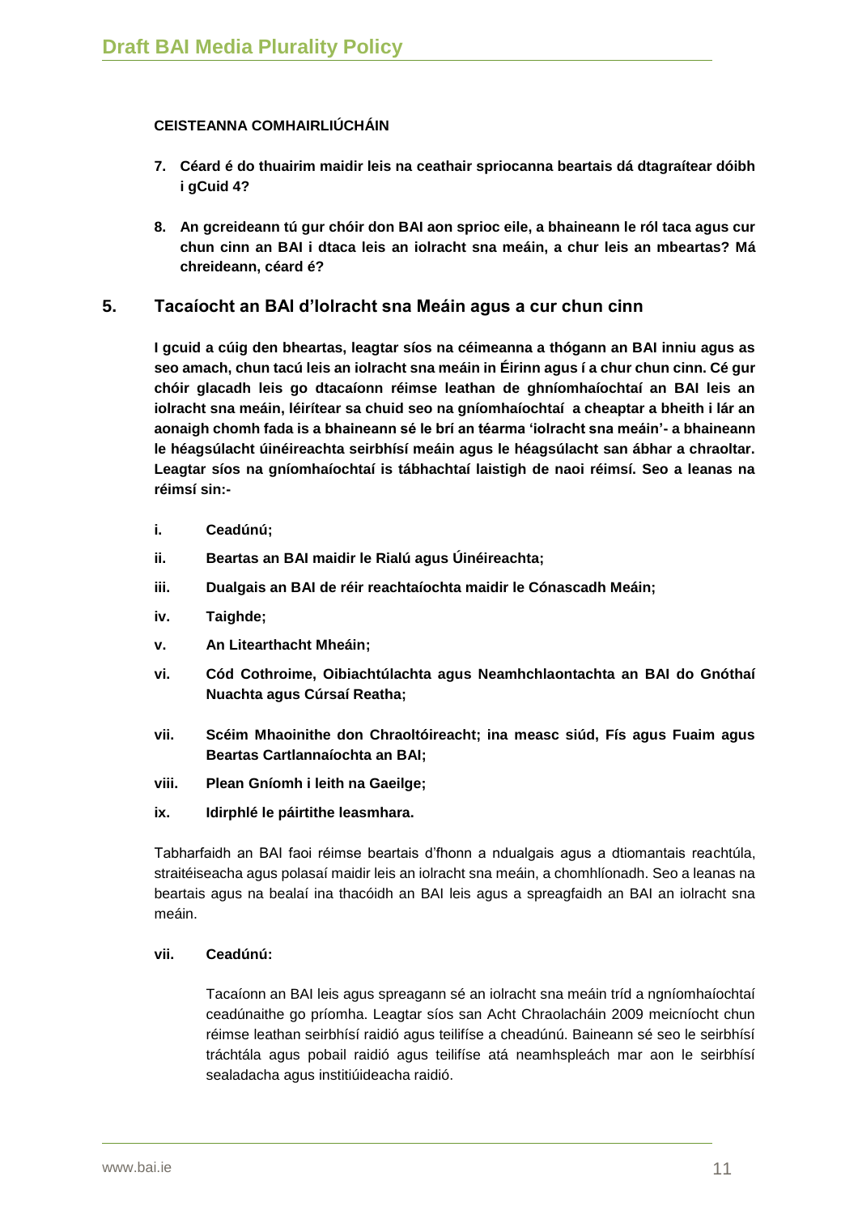**CEISTEANNA COMHAIRLIÚCHÁIN**

7. **Céard é do thuairim maidir leis na ceathair spriocanna beartais dá dtagraítear dóibh i gCuid 4?**

8. **An gcreideann tú gur chóir don BAI aon sprioc eile, a bhaineann le ról taca agus cur chun cinn an BAI i dtaca leis an iolracht sna meáin, a chur leis an mbeartas? Má chreideann, céard é?**

## 5. Tacaíocht an BAI d'Iolracht sna Meáin agus a cur chun cinn

**I gcuid a cúig den bheartas, leagtar síos na céimeanna a thógann an BAI inniu agus as seo amach, chun tacú leis an iolracht sna meáin in Éirinn agus í a chur chun cinn. Cé gur chóir glacadh leis go dtacaíonn réimse leathan de ghníomhaíochtaí an BAI leis an iolracht sna meáin, léirítear sa chuid seo na gníomhaíochtaí a cheaptar a bheith i lár an aonaigh chomh fada is a bhaineann sé le brí an téarma 'iolracht sna meáin'- a bhaineann le héagsúlacht úinéireachta seirbhísí meáin agus le héagsúlacht san ábhar a chraoltar. Leagtar síos na gníomhaíochtaí is tábhachtaí laistigh de naoi réimsí. Seo a leanas na réimsí sin:-**

- **i. Ceadúnú;**
- **ii. Beartas an BAI maidir le Rialú agus Úinéireachta;**
- **iii. Dualgais an BAI de réir reachtaíochta maidir le Cónascadh Meáin;**
- **iv. Taighde;**
- **v. An Litearthacht Mheáin;**
- **vi. Cód Cothroime, Oibiachtúlachta agus Neamhchlaontachta an BAI do Gnóthaí Nuachta agus Cúrsaí Reatha;**
- **vii. Scéim Mhaoinithe don Chraoltóireacht; ina measc siúd, Fís agus Fuaim agus Beartas Cartlannaíochta an BAI;**
- **viii. Plean Gníomh i leith na Gaeilge;**
- **ix. Idirphlé le páirtithe leasmhara.**

Tabharfaidh an BAI faoi réimse beartais d'fhonn a ndualgais agus a dtiomantais reachtúla, straitéiseacha agus polasaí maidir leis an iolracht sna meáin, a chomhlíonadh. Seo a leanas na beartais agus na bealaí ina thacóidh an BAI leis agus a spreagfaidh an BAI an iolracht sna meáin.

**vii. Ceadúnú:**

Tacaíonn an BAI leis agus spreagann sé an iolracht sna meáin tríd a ngníomhaíochtaí ceadúnaithe go príomha. Leagtar síos san Acht Chraolacháin 2009 meicníocht chun réimse leathan seirbhísí raidió agus teilifíse a cheadúnú. Baineann sé seo le seirbhísí tráchtála agus pobail raidió agus teilifíse atá neamhspleách mar aon le seirbhísí sealadacha agus institiúideacha raidió.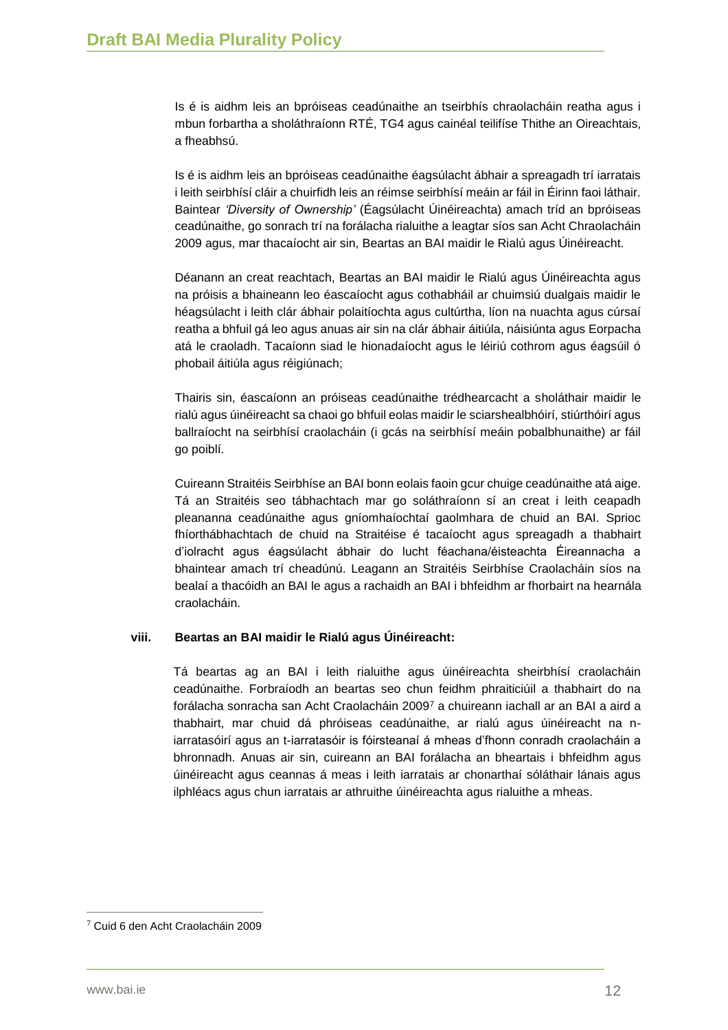Is é is aidhm leis an bpróiseas ceadúnaithe an tseirbhís chraolacháin reatha agus i mbun forbartha a sholáthraíonn RTÉ, TG4 agus cainéal teilifíse Thithe an Oireachtais, a fheabhsú.

Is é is aidhm leis an bpróiseas ceadúnaithe éagsúlacht ábhair a spreagadh trí iarratais i leith seirbhísí cláir a chuirfidh leis an réimse seirbhísí meáin ar fáil in Éirinn faoi láthair. Baintear *'Diversity of Ownership'* (Éagsúlacht Úinéireachta) amach tríd an bpróiseas ceadúnaithe, go sonrach trí na forálacha rialuithe a leagtar síos san Acht Chraolacháin 2009 agus, mar thacaíocht air sin, Beartas an BAI maidir le Rialú agus Úinéireacht.

Déanann an creat reachtach, Beartas an BAI maidir le Rialú agus Úinéireachta agus na próisis a bhaineann leo éascaíocht agus cothabháil ar chuimsiú dualgais maidir le héagsúlacht i leith clár ábhair polaitíochta agus cultúrtha, líon na nuachta agus cúrsaí reatha a bhfuil gá leo agus anuas air sin na clár ábhair áitiúla, náisiúnta agus Eorpacha atá le craoladh. Tacaíonn siad le hionadaíocht agus le léiriú cothrom agus éagsúil ó phobail áitiúla agus réigiúnach;

Thairis sin, éascaíonn an próiseas ceadúnaithe trédhearcacht a sholáthair maidir le rialú agus úinéireacht sa chaoi go bhfuil eolas maidir le sciarshealbhóirí, stiúrthóirí agus ballraíocht na seirbhísí craolacháin (i gcás na seirbhísí meáin pobalbhunaithe) ar fáil go poiblí.

Cuireann Straitéis Seirbhíse an BAI bonn eolais faoin gcur chuige ceadúnaithe atá aige. Tá an Straitéis seo tábhachtach mar go soláthraíonn sí an creat i leith ceapadh pleananna ceadúnaithe agus gníomhaíochtaí gaolmhara de chuid an BAI. Sprioc fhíorthábhachtach de chuid na Straitéise é tacaíocht agus spreagadh a thabhairt d'iolracht agus éagsúlacht ábhair do lucht féachana/éisteachta Éireannacha a bhaintear amach trí cheadúnú. Leagann an Straitéis Seirbhíse Craolacháin síos na bealaí a thacóidh an BAI le agus a rachaidh an BAI i bhfeidhm ar fhorbairt na hearnála craolacháin.

**viii. Beartas an BAI maidir le Rialú agus Úinéireacht:**

Tá beartas ag an BAI i leith rialuithe agus úinéireachta sheirbhísí craolacháin ceadúnaithe. Forbraíodh an beartas seo chun feidhm phraiticiúil a thabhairt do na forálacha sonracha san Acht Craolacháin 2009[7] a chuireann iachall ar an BAI a aird a thabhairt, mar chuid dá phróiseas ceadúnaithe, ar rialú agus úinéireacht na n-iarratasóirí agus an t-iarratasóir is fóirsteanaí á mheas d'fhonn conradh craolacháin a bhronnadh. Anuas air sin, cuireann an BAI forálacha an bheartais i bhfeidhm agus úinéireacht agus ceannas á meas i leith iarratais ar chonarthaí sóláthair lánais agus ilphléacs agus chun iarratais ar athruithe úinéireachta agus rialuithe a mheas.

[7] Cuid 6 den Acht Craolacháin 2009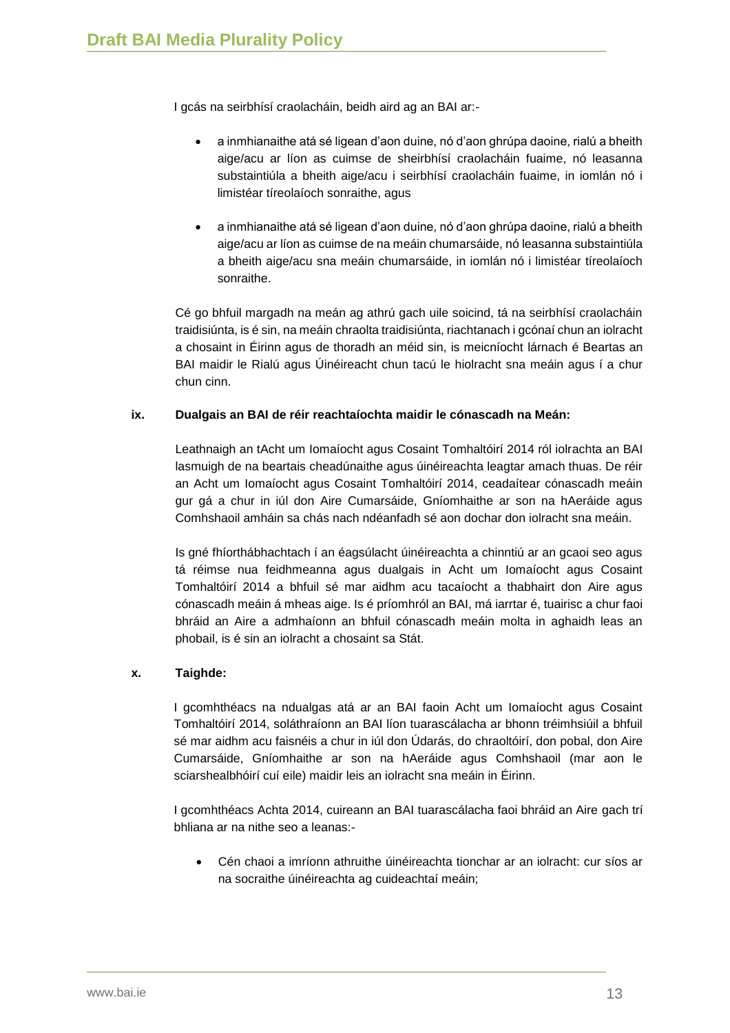I gcás na seirbhísí craolacháin, beidh aird ag an BAI ar:-

- a inmhianaithe atá sé ligean d'aon duine, nó d'aon ghrúpa daoine, rialú a bheith aige/acu ar líon as cuimse de sheirbhísí craolacháin fuaime, nó leasanna substaintiúla a bheith aige/acu i seirbhísí craolacháin fuaime, in iomlán nó i limistéar tíreolaíoch sonraithe, agus
- a inmhianaithe atá sé ligean d'aon duine, nó d'aon ghrúpa daoine, rialú a bheith aige/acu ar líon as cuimse de na meáin chumarsáide, nó leasanna substaintiúla a bheith aige/acu sna meáin chumarsáide, in iomlán nó i limistéar tíreolaíoch sonraithe.

Cé go bhfuil margadh na meán ag athrú gach uile soicind, tá na seirbhísí craolacháin traidisiúnta, is é sin, na meáin chraolta traidisiúnta, riachtanach i gcónaí chun an iolracht a chosaint in Éirinn agus de thoradh an méid sin, is meicníocht lárnach é Beartas an BAI maidir le Rialú agus Úinéireacht chun tacú le hiolracht sna meáin agus í a chur chun cinn.

### ix. Dualgais an BAI de réir reachtaíochta maidir le cónascadh na Meán:

Leathnaigh an tAcht um Iomaíocht agus Cosaint Tomhaltóirí 2014 ról iolrachta an BAI lasmuigh de na beartais cheadúnaithe agus úinéireachta leagtar amach thuas. De réir an Acht um Iomaíocht agus Cosaint Tomhaltóirí 2014, ceadaítear cónascadh meáin gur gá a chur in iúl don Aire Cumarsáide, Gníomhaithe ar son na hAeráide agus Comhshaoil amháin sa chás nach ndéanfadh sé aon dochar don iolracht sna meáin.

Is gné fhíorthábhachtach í an éagsúlacht úinéireachta a chinntiú ar an gcaoi seo agus tá réimse nua feidhmeanna agus dualgais in Acht um Iomaíocht agus Cosaint Tomhaltóirí 2014 a bhfuil sé mar aidhm acu tacaíocht a thabhairt don Aire agus cónascadh meáin á mheas aige. Is é príomhról an BAI, má iarrtar é, tuairisc a chur faoi bhráid an Aire a admhaíonn an bhfuil cónascadh meáin molta in aghaidh leas an phobail, is é sin an iolracht a chosaint sa Stát.

### x. Taighde:

I gcomhthéacs na ndualgas atá ar an BAI faoin Acht um Iomaíocht agus Cosaint Tomhaltóirí 2014, soláthraíonn an BAI líon tuarascálacha ar bhonn tréimhsiúil a bhfuil sé mar aidhm acu faisnéis a chur in iúl don Údarás, do chraoltóirí, don pobal, don Aire Cumarsáide, Gníomhaithe ar son na hAeráide agus Comhshaoil (mar aon le sciarshealbhóirí cuí eile) maidir leis an iolracht sna meáin in Éirinn.

I gcomhthéacs Achta 2014, cuireann an BAI tuarascálacha faoi bhráid an Aire gach trí bhliana ar na nithe seo a leanas:-

- Cén chaoi a imríonn athruithe úinéireachta tionchar ar an iolracht: cur síos ar na socraithe úinéireachta ag cuideachtaí meáin;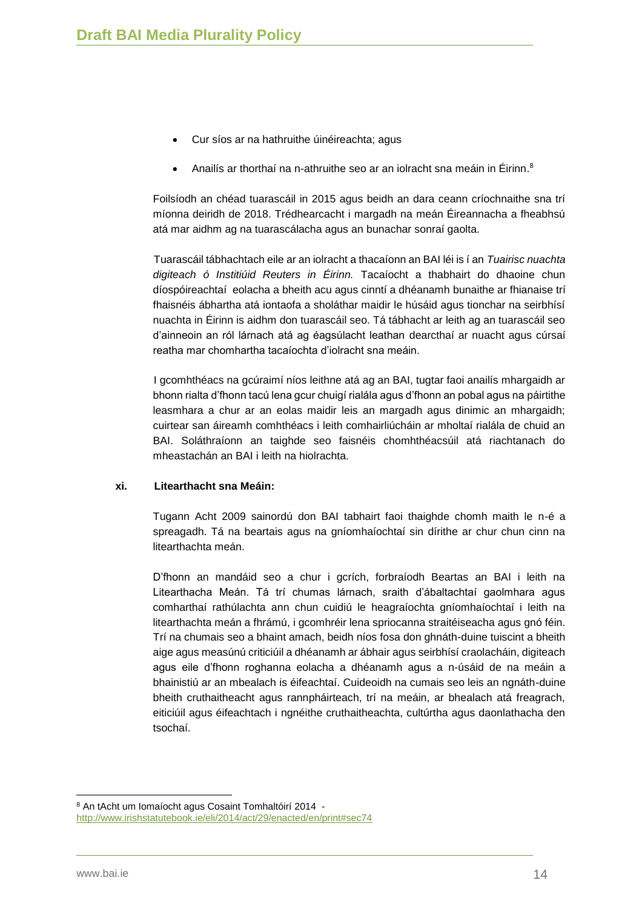- Cur síos ar na hathruithe úinéireachta; agus
- Anailís ar thorthaí na n-athruithe seo ar an iolracht sna meáin in Éirinn.[8]

Foilsíodh an chéad tuarascáil in 2015 agus beidh an dara ceann críochnaithe sna trí míonna deiridh de 2018. Trédhearcacht i margadh na meán Éireannacha a fheabhsú atá mar aidhm ag na tuarascálacha agus an bunachar sonraí gaolta.

Tuarascáil tábhachtach eile ar an iolracht a thacaíonn an BAI léi is í an *Tuairisc nuachta digiteach ó Institiúid Reuters in Éirinn.* Tacaíocht a thabhairt do dhaoine chun díospóireachtaí eolacha a bheith acu agus cinntí a dhéanamh bunaithe ar fhianaise trí fhaisnéis ábhartha atá iontaofa a sholáthar maidir le húsáid agus tionchar na seirbhísí nuachta in Éirinn is aidhm don tuarascáil seo. Tá tábhacht ar leith ag an tuarascáil seo d'ainneoin an ról lárnach atá ag éagsúlacht leathan dearcthaí ar nuacht agus cúrsaí reatha mar chomhartha tacaíochta d'iolracht sna meáin.

I gcomhthéacs na gcúraimí níos leithne atá ag an BAI, tugtar faoi anailís mhargaidh ar bhonn rialta d'fhonn tacú lena gcur chuigí rialála agus d'fhonn an pobal agus na páirtithe leasmhara a chur ar an eolas maidir leis an margadh agus dinimic an mhargaidh; cuirtear san áireamh comhthéacs i leith comhairliúcháin ar mholtaí rialála de chuid an BAI. Soláthraíonn an taighde seo faisnéis chomhthéacsúil atá riachtanach do mheastachán an BAI i leith na hiolrachta.

**xi. Litearthacht sna Meáin:**

Tugann Acht 2009 sainordú don BAI tabhairt faoi thaighde chomh maith le n-é a spreagadh. Tá na beartais agus na gníomhaíochtaí sin dírithe ar chur chun cinn na litearthachta meán.

D'fhonn an mandáid seo a chur i gcrích, forbraíodh Beartas an BAI i leith na Litearthacha Meán. Tá trí chumas lárnach, sraith d'ábaltachtaí gaolmhara agus comharthaí rathúlachta ann chun cuidiú le heagraíochta gníomhaíochtaí i leith na litearthachta meán a fhrámú, i gcomhréir lena spriocanna straitéiseacha agus gnó féin. Trí na chumais seo a bhaint amach, beidh níos fosa don ghnáth-duine tuiscint a bheith aige agus measúnú criticiúil a dhéanamh ar ábhair agus seirbhísí craolacháin, digiteach agus eile d'fhonn roghanna eolacha a dhéanamh agus a n-úsáid de na meáin a bhainistiú ar an mbealach is éifeachtaí. Cuideoidh na cumais seo leis an ngnáth-duine bheith cruthaitheacht agus rannpháirteach, trí na meáin, ar bhealach atá freagrach, eiticiúil agus éifeachtach i ngnéithe cruthaitheachta, cultúrtha agus daonlathacha den tsochaí.

---

[8] An tAcht um Iomaíocht agus Cosaint Tomhaltóirí 2014 - http://www.irishstatutebook.ie/eli/2014/act/29/enacted/en/print#sec74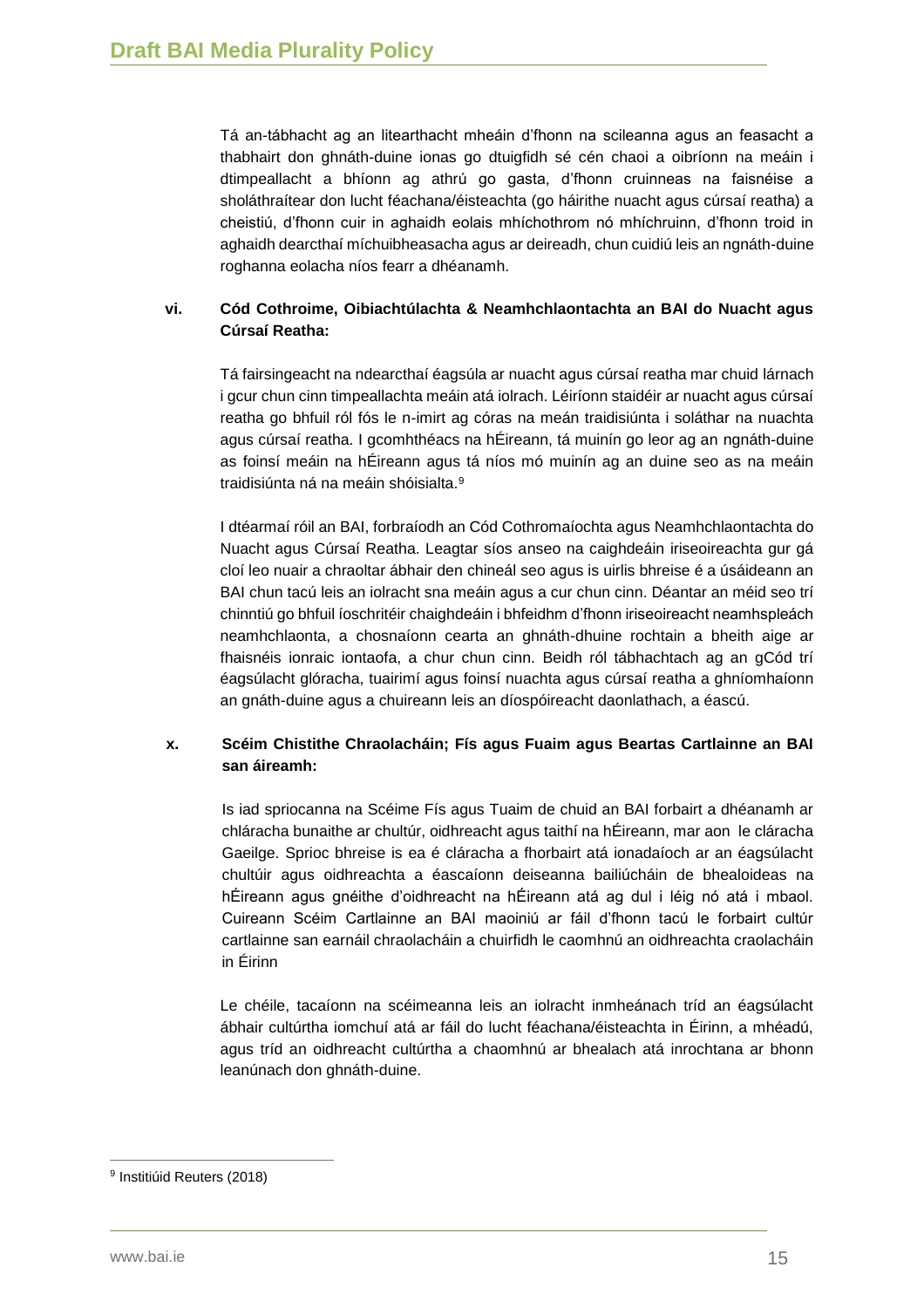Tá an-tábhacht ag an litearthacht mheáin d'fhonn na scileanna agus an feasacht a thabhairt don ghnáth-duine ionas go dtuigfidh sé cén chaoi a oibríonn na meáin i dtimpeallacht a bhíonn ag athrú go gasta, d'fhonn cruinneas na faisnéise a sholáthraítear don lucht féachana/éisteachta (go háirithe nuacht agus cúrsaí reatha) a cheistiú, d'fhonn cuir in aghaidh eolais mhíchothrom nó mhíchruinn, d'fhonn troid in aghaidh dearcthaí míchuibheasacha agus ar deireadh, chun cuidiú leis an ngnáth-duine roghanna eolacha níos fearr a dhéanamh.

### vi. Cód Cothroime, Oibiachtúlachta & Neamhchlaontachta an BAI do Nuacht agus Cúrsaí Reatha:

Tá fairsingeacht na ndearcthaí éagsúla ar nuacht agus cúrsaí reatha mar chuid lárnach i gcur chun cinn timpeallachta meáin atá iolrach. Léiríonn staidéir ar nuacht agus cúrsaí reatha go bhfuil ról fós le n-imirt ag córas na meán traidisiúnta i soláthar na nuachta agus cúrsaí reatha. I gcomhthéacs na hÉireann, tá muinín go leor ag an ngnáth-duine as foinsí meáin na hÉireann agus tá níos mó muinín ag an duine seo as na meáin traidisiúnta ná na meáin shóisialta.[9]

I dtéarmaí róil an BAI, forbraíodh an Cód Cothromaíochta agus Neamhchlaontachta do Nuacht agus Cúrsaí Reatha. Leagtar síos anseo na caighdeáin iriseoireachta gur gá cloí leo nuair a chraoltar ábhair den chineál seo agus is uirlis bhreise é a úsáideann an BAI chun tacú leis an iolracht sna meáin agus a cur chun cinn. Déantar an méid seo trí chinntiú go bhfuil íoschritéir chaighdeáin i bhfeidhm d'fhonn iriseoireacht neamhspleách neamhchlaonta, a chosnaíonn cearta an ghnáth-dhuine rochtain a bheith aige ar fhaisnéis ionraic iontaofa, a chur chun cinn. Beidh ról tábhachtach ag an gCód trí éagsúlacht glóracha, tuairimí agus foinsí nuachta agus cúrsaí reatha a ghníomhaíonn an gnáth-duine agus a chuireann leis an díospóireacht daonlathach, a éascú.

### x. Scéim Chistithe Chraolacháin; Fís agus Fuaim agus Beartas Cartlainne an BAI san áireamh:

Is iad spriocanna na Scéime Fís agus Tuaim de chuid an BAI forbairt a dhéanamh ar chláracha bunaithe ar chultúr, oidhreacht agus taithí na hÉireann, mar aon le cláracha Gaeilge. Sprioc bhreise is ea é cláracha a fhorbairt atá ionadaíoch ar an éagsúlacht chultúir agus oidhreachta a éascaíonn deiseanna bailiúcháin de bhealoideas na hÉireann agus gnéithe d'oidhreacht na hÉireann atá ag dul i léig nó atá i mbaol. Cuireann Scéim Cartlainne an BAI maoiniú ar fáil d'fhonn tacú le forbairt cultúr cartlainne san earnáil chraolacháin a chuirfidh le caomhnú an oidhreachta craolacháin in Éirinn

Le chéile, tacaíonn na scéimeanna leis an iolracht inmheánach tríd an éagsúlacht ábhair cultúrtha iomchuí atá ar fáil do lucht féachana/éisteachta in Éirinn, a mhéadú, agus tríd an oidhreacht cultúrtha a chaomhnú ar bhealach atá inrochtana ar bhonn leanúnach don ghnáth-duine.

---

[9] Institiúid Reuters (2018)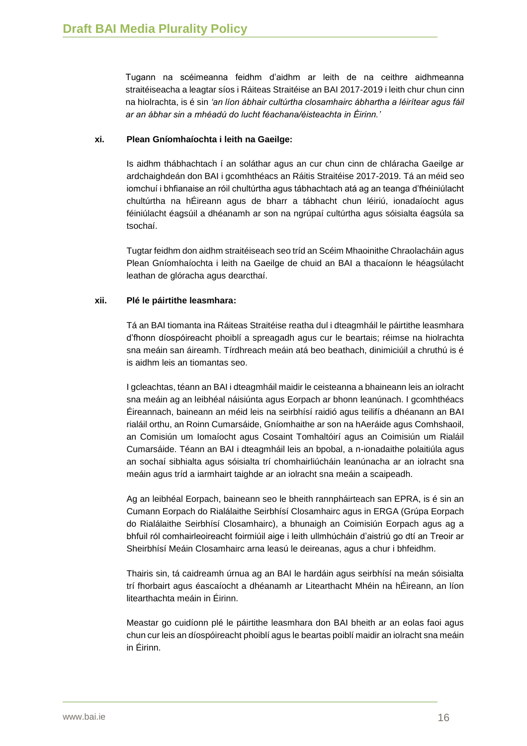Tugann na scéimeanna feidhm d'aidhm ar leith de na ceithre aidhmeanna straitéiseacha a leagtar síos i Ráiteas Straitéise an BAI 2017-2019 i leith chur chun cinn na hiolrachta, is é sin *'an líon ábhair cultúrtha closamhairc ábhartha a léirítear agus fáil ar an ábhar sin a mhéadú do lucht féachana/éisteachta in Éirinn.'*

**xi. Plean Gníomhaíochta i leith na Gaeilge:**

Is aidhm thábhachtach í an soláthar agus an cur chun cinn de chláracha Gaeilge ar ardchaighdeán don BAI i gcomhthéacs an Ráitis Straitéise 2017-2019. Tá an méid seo iomchuí i bhfianaise an róil chultúrtha agus tábhachtach atá ag an teanga d'fhéiniúlacht chultúrtha na hÉireann agus de bharr a tábhacht chun léiriú, ionadaíocht agus féiniúlacht éagsúil a dhéanamh ar son na ngrúpaí cultúrtha agus sóisialta éagsúla sa tsochaí.

Tugtar feidhm don aidhm straitéiseach seo tríd an Scéim Mhaoinithe Chraolacháin agus Plean Gníomhaíochta i leith na Gaeilge de chuid an BAI a thacaíonn le héagsúlacht leathan de glóracha agus dearcthaí.

**xii. Plé le páirtithe leasmhara:**

Tá an BAI tiomanta ina Ráiteas Straitéise reatha dul i dteagmháil le páirtithe leasmhara d'fhonn díospóireacht phoiblí a spreagadh agus cur le beartais; réimse na hiolrachta sna meáin san áireamh. Tírdhreach meáin atá beo beathach, dinimiciúil a chruthú is é is aidhm leis an tiomantas seo.

I gcleachtas, téann an BAI i dteagmháil maidir le ceisteanna a bhaineann leis an iolracht sna meáin ag an leibhéal náisiúnta agus Eorpach ar bhonn leanúnach. I gcomhthéacs Éireannach, baineann an méid leis na seirbhísí raidió agus teilifís a dhéanann an BAI rialáil orthu, an Roinn Cumarsáide, Gníomhaithe ar son na hAeráide agus Comhshaoil, an Comisiún um Iomaíocht agus Cosaint Tomhaltóirí agus an Coimisiún um Rialáil Cumarsáide. Téann an BAI i dteagmháil leis an bpobal, a n-ionadaithe polaitiúla agus an sochaí sibhialta agus sóisialta trí chomhairliúcháin leanúnacha ar an iolracht sna meáin agus tríd a iarmhairt taighde ar an iolracht sna meáin a scaipeadh.

Ag an leibhéal Eorpach, baineann seo le bheith rannpháirteach san EPRA, is é sin an Cumann Eorpach do Rialálaithe Seirbhísí Closamhairc agus in ERGA (Grúpa Eorpach do Rialálaithe Seirbhísí Closamhairc), a bhunaigh an Coimisiún Eorpach agus ag a bhfuil ról comhairleoireacht foirmiúil aige i leith ullmhúcháin d'aistriú go dtí an Treoir ar Sheirbhísí Meáin Closamhairc arna leasú le deireanas, agus a chur i bhfeidhm.

Thairis sin, tá caidreamh úrnua ag an BAI le hardáin agus seirbhísí na meán sóisialta trí fhorbairt agus éascaíocht a dhéanamh ar Litearthacht Mhéin na hÉireann, an líon litearthachta meáin in Éirinn.

Meastar go cuidíonn plé le páirtithe leasmhara don BAI bheith ar an eolas faoi agus chun cur leis an díospóireacht phoiblí agus le beartas poiblí maidir an iolracht sna meáin in Éirinn.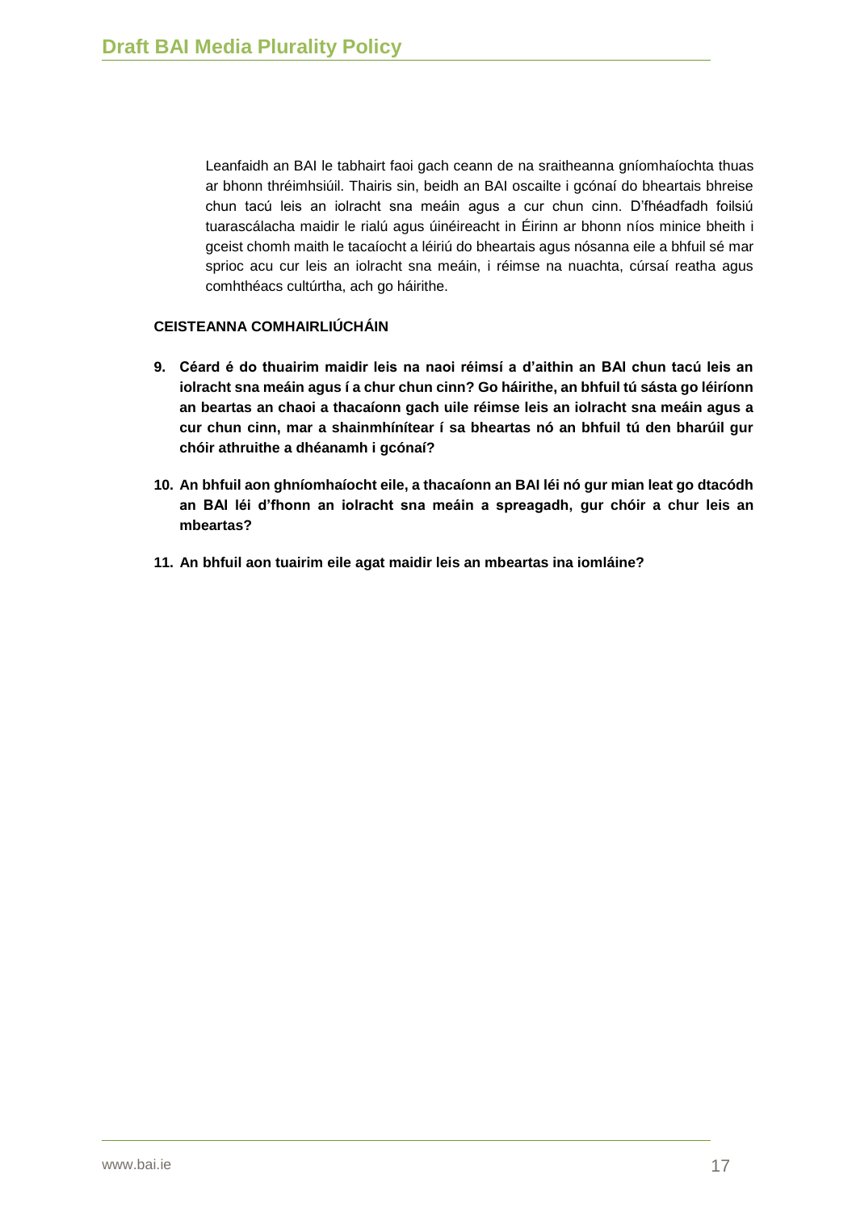Leanfaidh an BAI le tabhairt faoi gach ceann de na sraitheanna gníomhaíochta thuas ar bhonn thréimhsiúil. Thairis sin, beidh an BAI oscailte i gcónaí do bheartais bhreise chun tacú leis an iolracht sna meáin agus a cur chun cinn. D'fhéadfadh foilsiú tuarascálacha maidir le rialú agus úinéireacht in Éirinn ar bhonn níos minice bheith i gceist chomh maith le tacaíocht a léiriú do bheartais agus nósanna eile a bhfuil sé mar sprioc acu cur leis an iolracht sna meáin, i réimse na nuachta, cúrsaí reatha agus comhthéacs cultúrtha, ach go háirithe.

**CEISTEANNA COMHAIRLIÚCHÁIN**

9. **Céard é do thuairim maidir leis na naoi réimsí a d'aithin an BAI chun tacú leis an iolracht sna meáin agus í a chur chun cinn? Go háirithe, an bhfuil tú sásta go léiríonn an beartas an chaoi a thacaíonn gach uile réimse leis an iolracht sna meáin agus a cur chun cinn, mar a shainmhínítear í sa bheartas nó an bhfuil tú den bharúil gur chóir athruithe a dhéanamh i gcónaí?**

10. **An bhfuil aon ghníomhaíocht eile, a thacaíonn an BAI léi nó gur mian leat go dtacódh an BAI léi d'fhonn an iolracht sna meáin a spreagadh, gur chóir a chur leis an mbeartas?**

11. **An bhfuil aon tuairim eile agat maidir leis an mbeartas ina iomláine?**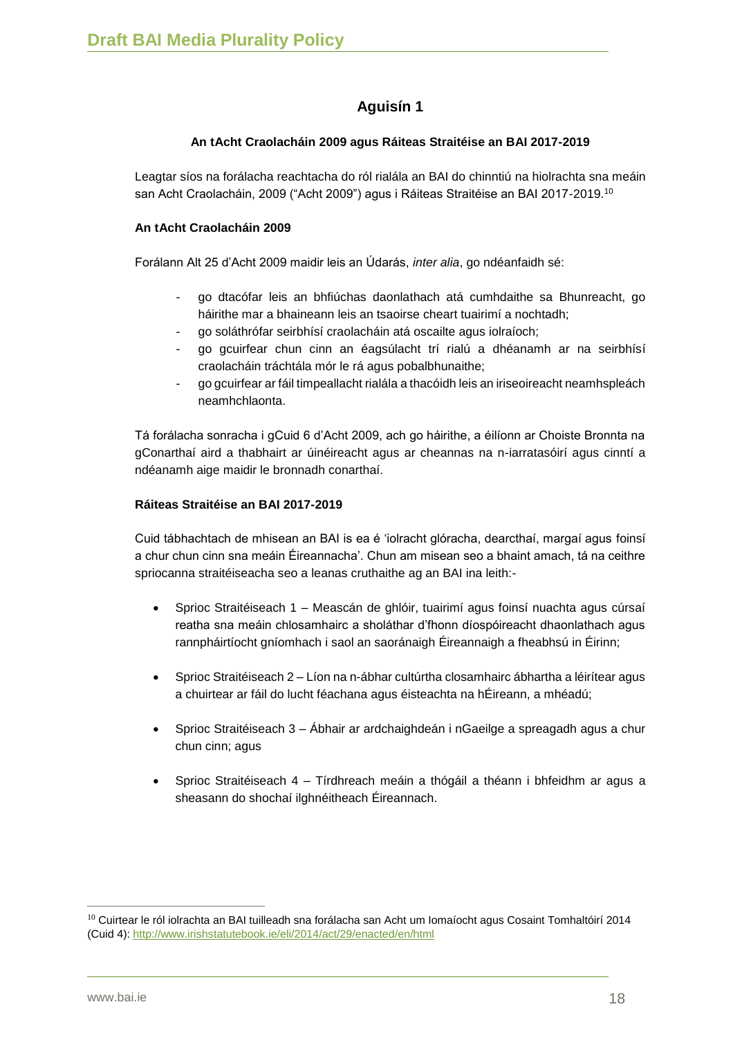# Aguisín 1

**An tAcht Craolacháin 2009 agus Ráiteas Straitéise an BAI 2017-2019**

Leagtar síos na forálacha reachtacha do ról rialála an BAI do chinntiú na hiolrachta sna meáin san Acht Craolacháin, 2009 ("Acht 2009") agus i Ráiteas Straitéise an BAI 2017-2019.[10]

**An tAcht Craolacháin 2009**

Forálann Alt 25 d'Acht 2009 maidir leis an Údarás, *inter alia*, go ndéanfaidh sé:

- go dtacófar leis an bhfiúchas daonlathach atá cumhdaithe sa Bhunreacht, go háirithe mar a bhaineann leis an tsaoirse cheart tuairimí a nochtadh;
- go soláthrófar seirbhísí craolacháin atá oscailte agus iolraíoch;
- go gcuirfear chun cinn an éagsúlacht trí rialú a dhéanamh ar na seirbhísí craolacháin tráchtála mór le rá agus pobalbhunaithe;
- go gcuirfear ar fáil timpeallacht rialála a thacóidh leis an iriseoireacht neamhspleách neamhchlaonta.

Tá forálacha sonracha i gCuid 6 d'Acht 2009, ach go háirithe, a éilíonn ar Choiste Bronnta na gConarthaí aird a thabhairt ar úinéireacht agus ar cheannas na n-iarratasóirí agus cinntí a ndéanamh aige maidir le bronnadh conarthaí.

**Ráiteas Straitéise an BAI 2017-2019**

Cuid tábhachtach de mhisean an BAI is ea é 'iolracht glóracha, dearcthaí, margaí agus foinsí a chur chun cinn sna meáin Éireannacha'. Chun am misean seo a bhaint amach, tá na ceithre spriocanna straitéiseacha seo a leanas cruthaithe ag an BAI ina leith:-

- Sprioc Straitéiseach 1 – Meascán de ghlóir, tuairimí agus foinsí nuachta agus cúrsaí reatha sna meáin chlosamhairc a sholáthar d'fhonn díospóireacht dhaonlathach agus rannpháirtíocht ghníomhach i saol an saoránaigh Éireannaigh a fheabhsú in Éirinn;
- Sprioc Straitéiseach 2 – Líon na n-ábhar cultúrtha closamhairc ábhartha a léirítear agus a chuirtear ar fáil do lucht féachana agus éisteachta na hÉireann, a mhéadú;
- Sprioc Straitéiseach 3 – Ábhair ar ardchaighdeán i nGaeilge a spreagadh agus a chur chun cinn; agus
- Sprioc Straitéiseach 4 – Tírdhreach meáin a thógáil a théann i bhfeidhm ar agus a sheasann do shochaí ilghnéitheach Éireannach.

---

[10] Cuirtear le ról iolrachta an BAI tuilleadh sna forálacha san Acht um Iomaíocht agus Cosaint Tomhaltóirí 2014 (Cuid 4): http://www.irishstatutebook.ie/eli/2014/act/29/enacted/en/html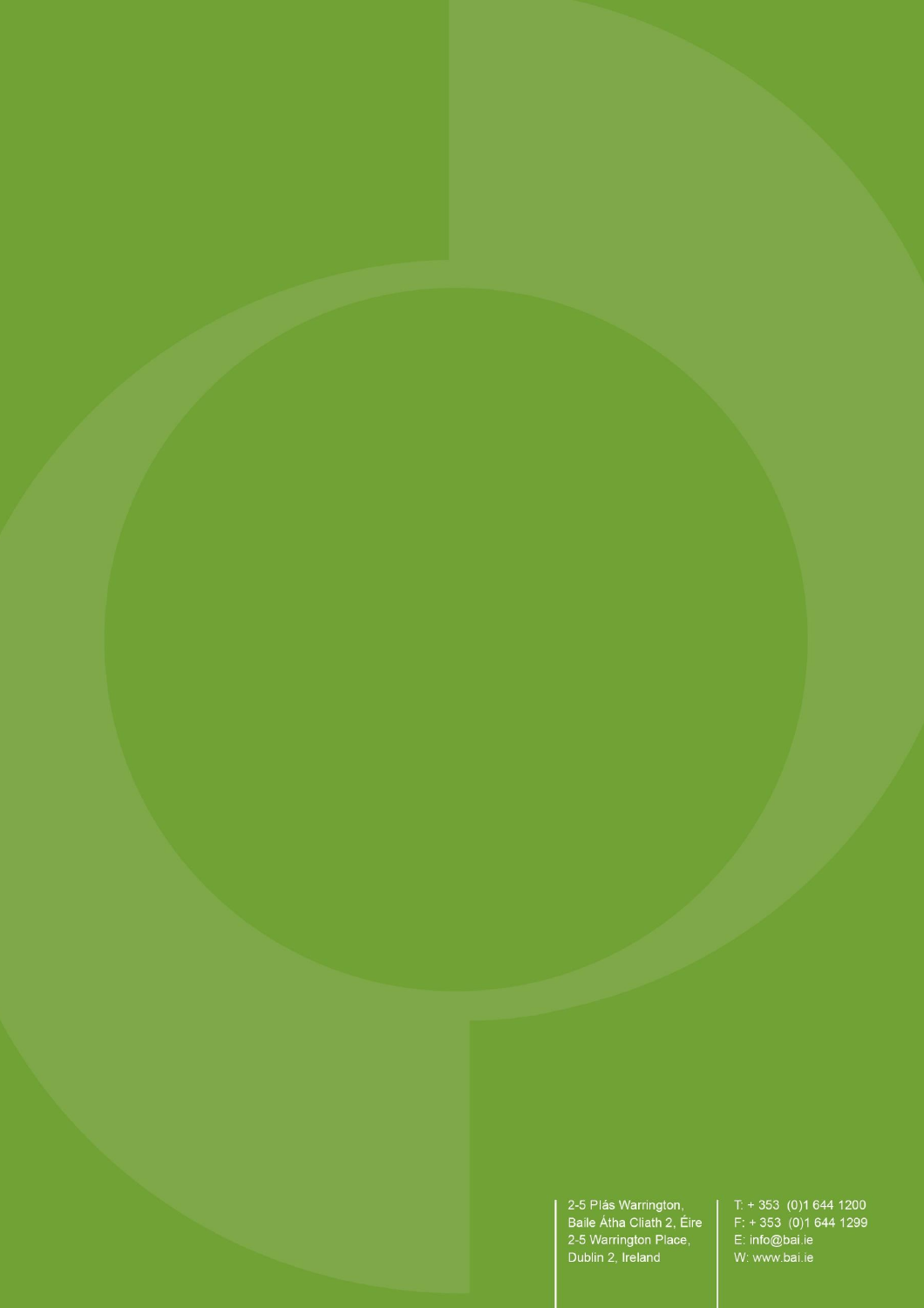2-5 Plás Warrington,
Baile Átha Cliath 2, Éire
2-5 Warrington Place,
Dublin 2, Ireland

T: + 353 (0)1 644 1200
F: + 353 (0)1 644 1299
E: info@bai.ie
W: www.bai.ie